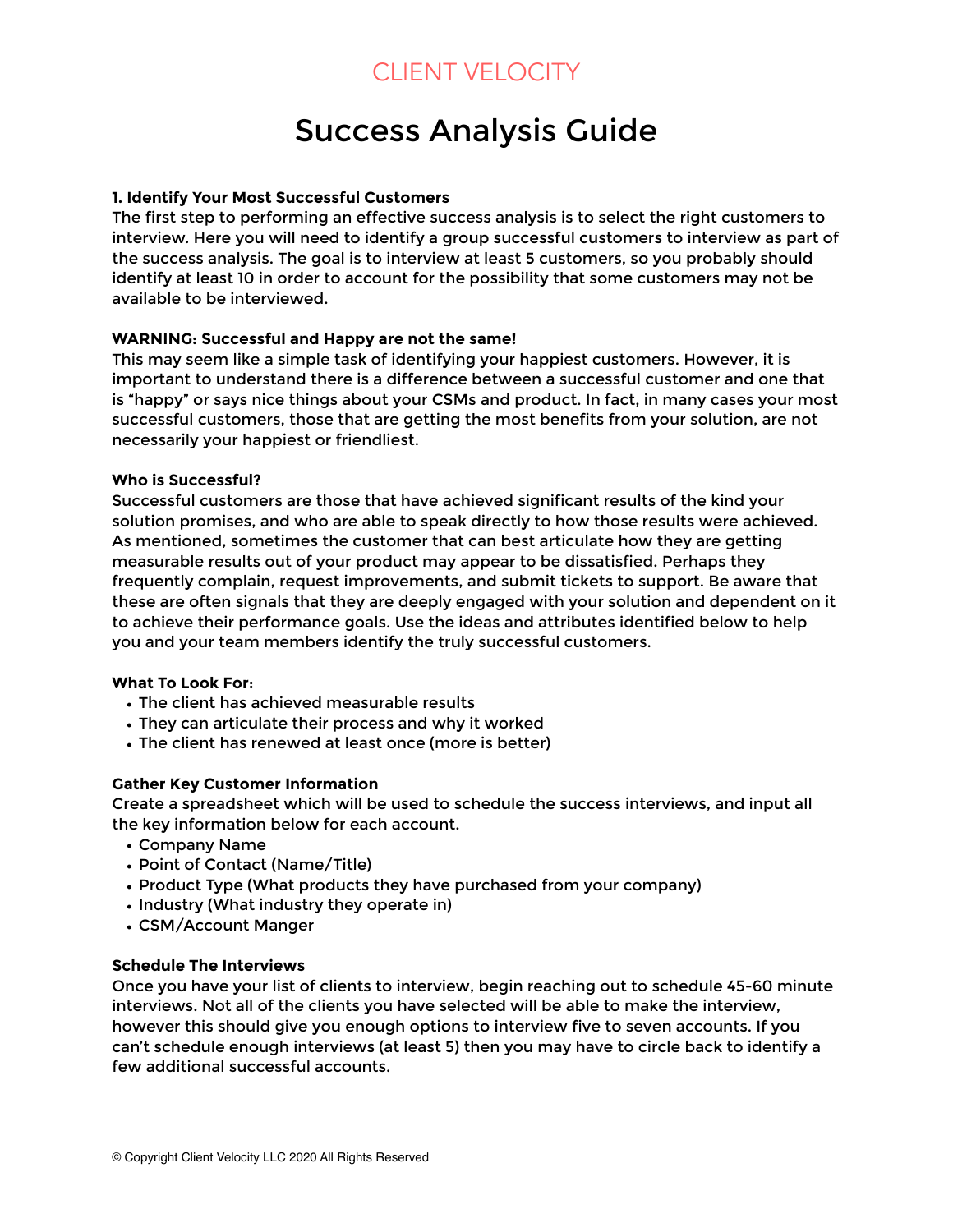CLIENT VELOCITY

# Success Analysis Guide

### 1. Identify Your Most Successful Customers

The first step to performing an effective success analysis is to select the right customers to interview. Here you will need to identify a group successful customers to interview as part of the success analysis. The goal is to interview at least 5 customers, so you probably should identify at least 10 in order to account for the possibility that some customers may not be available to be interviewed.

**WARNING: Successful and Happy are not the same!**

This may seem like a simple task of identifying your happiest customers. However, it is important to understand there is a difference between a successful customer and one that is "happy" or says nice things about your CSMs and product. In fact, in many cases your most successful customers, those that are getting the most benefits from your solution, are not necessarily your happiest or friendliest.

**Who is Successful?**

Successful customers are those that have achieved significant results of the kind your solution promises, and who are able to speak directly to how those results were achieved. As mentioned, sometimes the customer that can best articulate how they are getting measurable results out of your product may appear to be dissatisfied. Perhaps they frequently complain, request improvements, and submit tickets to support. Be aware that these are often signals that they are deeply engaged with your solution and dependent on it to achieve their performance goals. Use the ideas and attributes identified below to help you and your team members identify the truly successful customers.

**What To Look For:**

- The client has achieved measurable results
- They can articulate their process and why it worked
- The client has renewed at least once (more is better)

**Gather Key Customer Information**

Create a spreadsheet which will be used to schedule the success interviews, and input all the key information below for each account.

- Company Name
- Point of Contact (Name/Title)
- Product Type (What products they have purchased from your company)
- Industry (What industry they operate in)
- CSM/Account Manger

**Schedule The Interviews**

Once you have your list of clients to interview, begin reaching out to schedule 45-60 minute interviews. Not all of the clients you have selected will be able to make the interview, however this should give you enough options to interview five to seven accounts. If you can't schedule enough interviews (at least 5) then you may have to circle back to identify a few additional successful accounts.

© Copyright Client Velocity LLC 2020 All Rights Reserved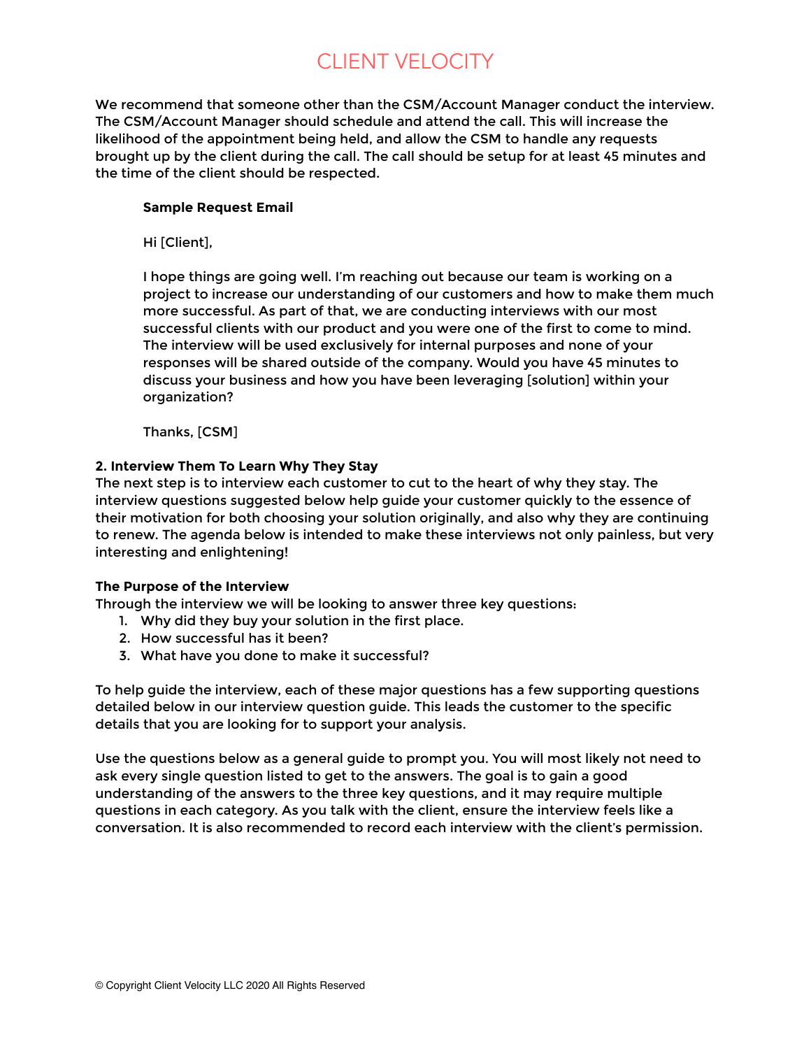We recommend that someone other than the CSM/Account Manager conduct the interview. The CSM/Account Manager should schedule and attend the call. This will increase the likelihood of the appointment being held, and allow the CSM to handle any requests brought up by the client during the call. The call should be setup for at least 45 minutes and the time of the client should be respected.

> **Sample Request Email**
>
> Hi [Client],
>
> I hope things are going well. I'm reaching out because our team is working on a project to increase our understanding of our customers and how to make them much more successful. As part of that, we are conducting interviews with our most successful clients with our product and you were one of the first to come to mind. The interview will be used exclusively for internal purposes and none of your responses will be shared outside of the company. Would you have 45 minutes to discuss your business and how you have been leveraging [solution] within your organization?
>
> Thanks, [CSM]

**2. Interview Them To Learn Why They Stay**
The next step is to interview each customer to cut to the heart of why they stay. The interview questions suggested below help guide your customer quickly to the essence of their motivation for both choosing your solution originally, and also why they are continuing to renew. The agenda below is intended to make these interviews not only painless, but very interesting and enlightening!

**The Purpose of the Interview**
Through the interview we will be looking to answer three key questions:

1. Why did they buy your solution in the first place.
2. How successful has it been?
3. What have you done to make it successful?

To help guide the interview, each of these major questions has a few supporting questions detailed below in our interview question guide. This leads the customer to the specific details that you are looking for to support your analysis.

Use the questions below as a general guide to prompt you. You will most likely not need to ask every single question listed to get to the answers. The goal is to gain a good understanding of the answers to the three key questions, and it may require multiple questions in each category. As you talk with the client, ensure the interview feels like a conversation. It is also recommended to record each interview with the client's permission.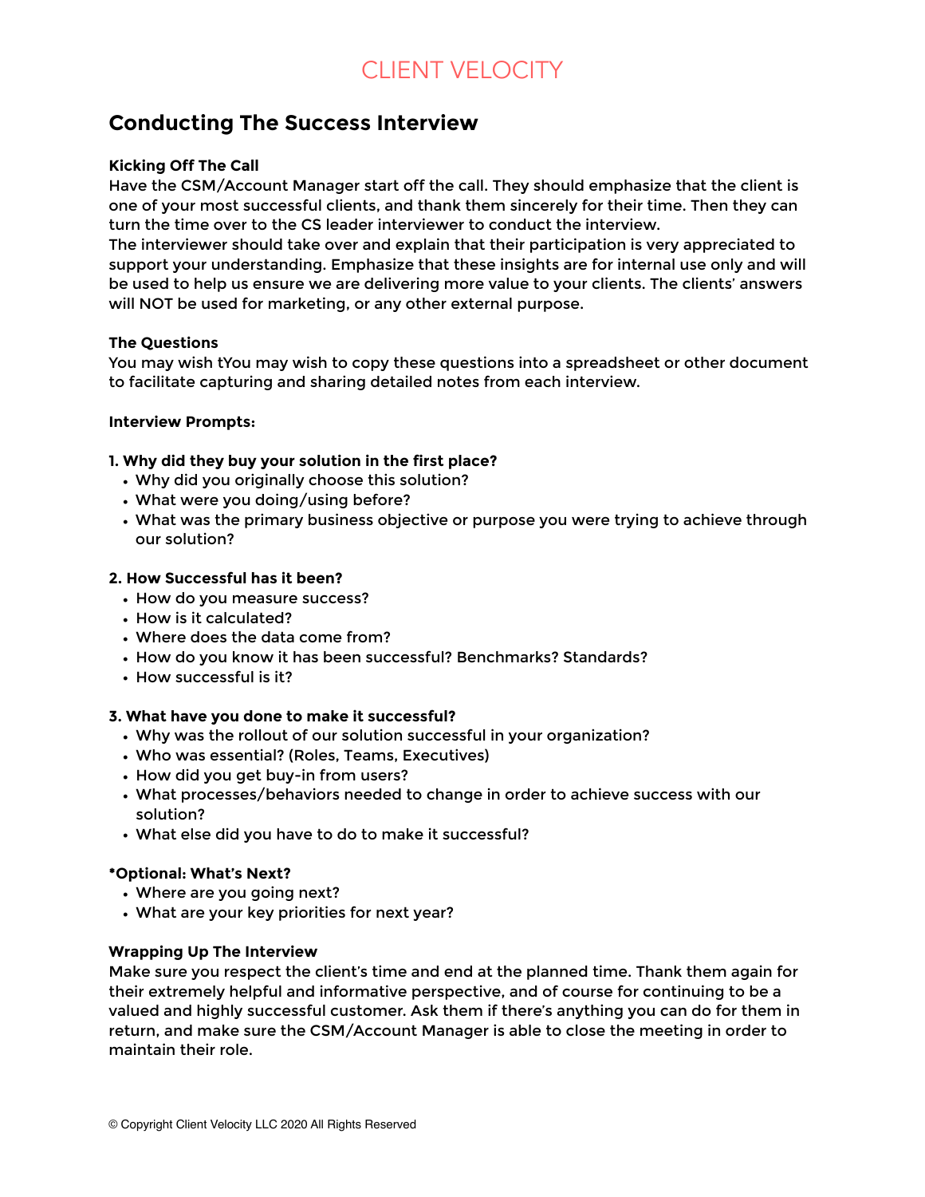# Conducting The Success Interview

**Kicking Off The Call**

Have the CSM/Account Manager start off the call. They should emphasize that the client is one of your most successful clients, and thank them sincerely for their time. Then they can turn the time over to the CS leader interviewer to conduct the interview.

The interviewer should take over and explain that their participation is very appreciated to support your understanding. Emphasize that these insights are for internal use only and will be used to help us ensure we are delivering more value to your clients. The clients' answers will NOT be used for marketing, or any other external purpose.

**The Questions**

You may wish tYou may wish to copy these questions into a spreadsheet or other document to facilitate capturing and sharing detailed notes from each interview.

**Interview Prompts:**

**1. Why did they buy your solution in the first place?**

- Why did you originally choose this solution?
- What were you doing/using before?
- What was the primary business objective or purpose you were trying to achieve through our solution?

**2. How Successful has it been?**

- How do you measure success?
- How is it calculated?
- Where does the data come from?
- How do you know it has been successful? Benchmarks? Standards?
- How successful is it?

**3. What have you done to make it successful?**

- Why was the rollout of our solution successful in your organization?
- Who was essential? (Roles, Teams, Executives)
- How did you get buy-in from users?
- What processes/behaviors needed to change in order to achieve success with our solution?
- What else did you have to do to make it successful?

**\*Optional: What's Next?**

- Where are you going next?
- What are your key priorities for next year?

**Wrapping Up The Interview**

Make sure you respect the client's time and end at the planned time. Thank them again for their extremely helpful and informative perspective, and of course for continuing to be a valued and highly successful customer. Ask them if there's anything you can do for them in return, and make sure the CSM/Account Manager is able to close the meeting in order to maintain their role.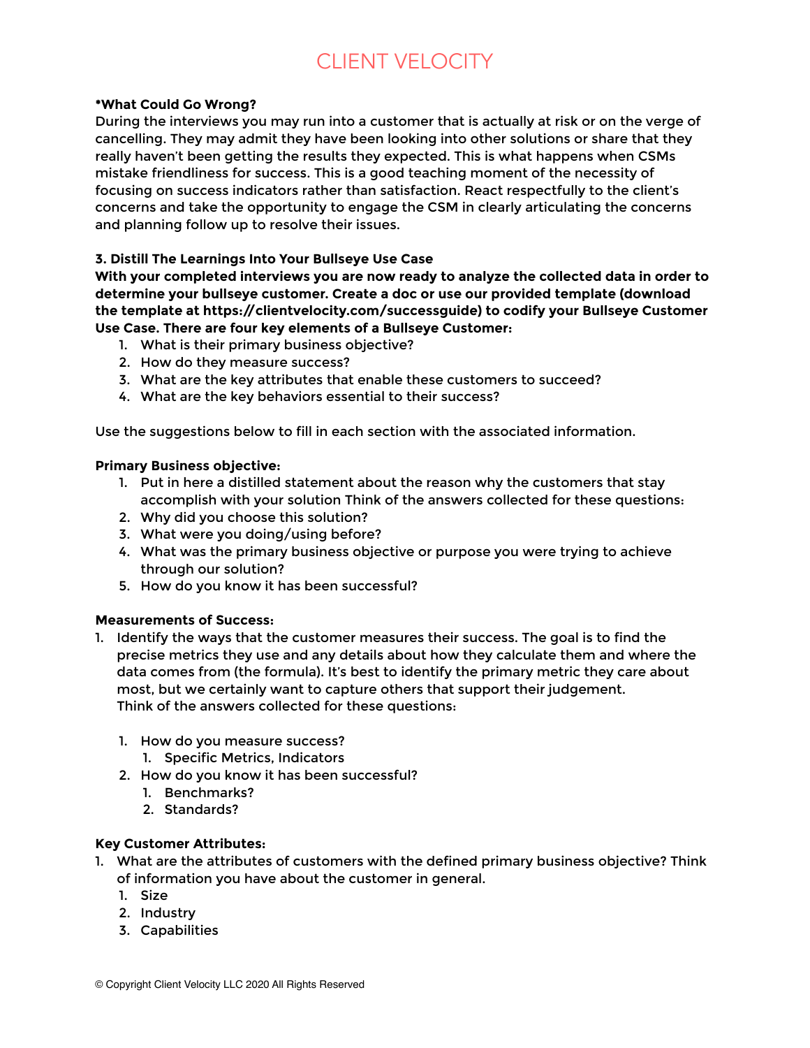**\*What Could Go Wrong?**
During the interviews you may run into a customer that is actually at risk or on the verge of cancelling. They may admit they have been looking into other solutions or share that they really haven't been getting the results they expected. This is what happens when CSMs mistake friendliness for success. This is a good teaching moment of the necessity of focusing on success indicators rather than satisfaction. React respectfully to the client's concerns and take the opportunity to engage the CSM in clearly articulating the concerns and planning follow up to resolve their issues.

**3. Distill The Learnings Into Your Bullseye Use Case**

**With your completed interviews you are now ready to analyze the collected data in order to determine your bullseye customer. Create a doc or use our provided template (download the template at https://clientvelocity.com/successguide) to codify your Bullseye Customer Use Case. There are four key elements of a Bullseye Customer:**

1. What is their primary business objective?
2. How do they measure success?
3. What are the key attributes that enable these customers to succeed?
4. What are the key behaviors essential to their success?

Use the suggestions below to fill in each section with the associated information.

**Primary Business objective:**

1. Put in here a distilled statement about the reason why the customers that stay accomplish with your solution Think of the answers collected for these questions:
2. Why did you choose this solution?
3. What were you doing/using before?
4. What was the primary business objective or purpose you were trying to achieve through our solution?
5. How do you know it has been successful?

**Measurements of Success:**

1. Identify the ways that the customer measures their success. The goal is to find the precise metrics they use and any details about how they calculate them and where the data comes from (the formula). It's best to identify the primary metric they care about most, but we certainly want to capture others that support their judgement. Think of the answers collected for these questions:

    1. How do you measure success?
        1. Specific Metrics, Indicators
    2. How do you know it has been successful?
        1. Benchmarks?
        2. Standards?

**Key Customer Attributes:**

1. What are the attributes of customers with the defined primary business objective? Think of information you have about the customer in general.
    1. Size
    2. Industry
    3. Capabilities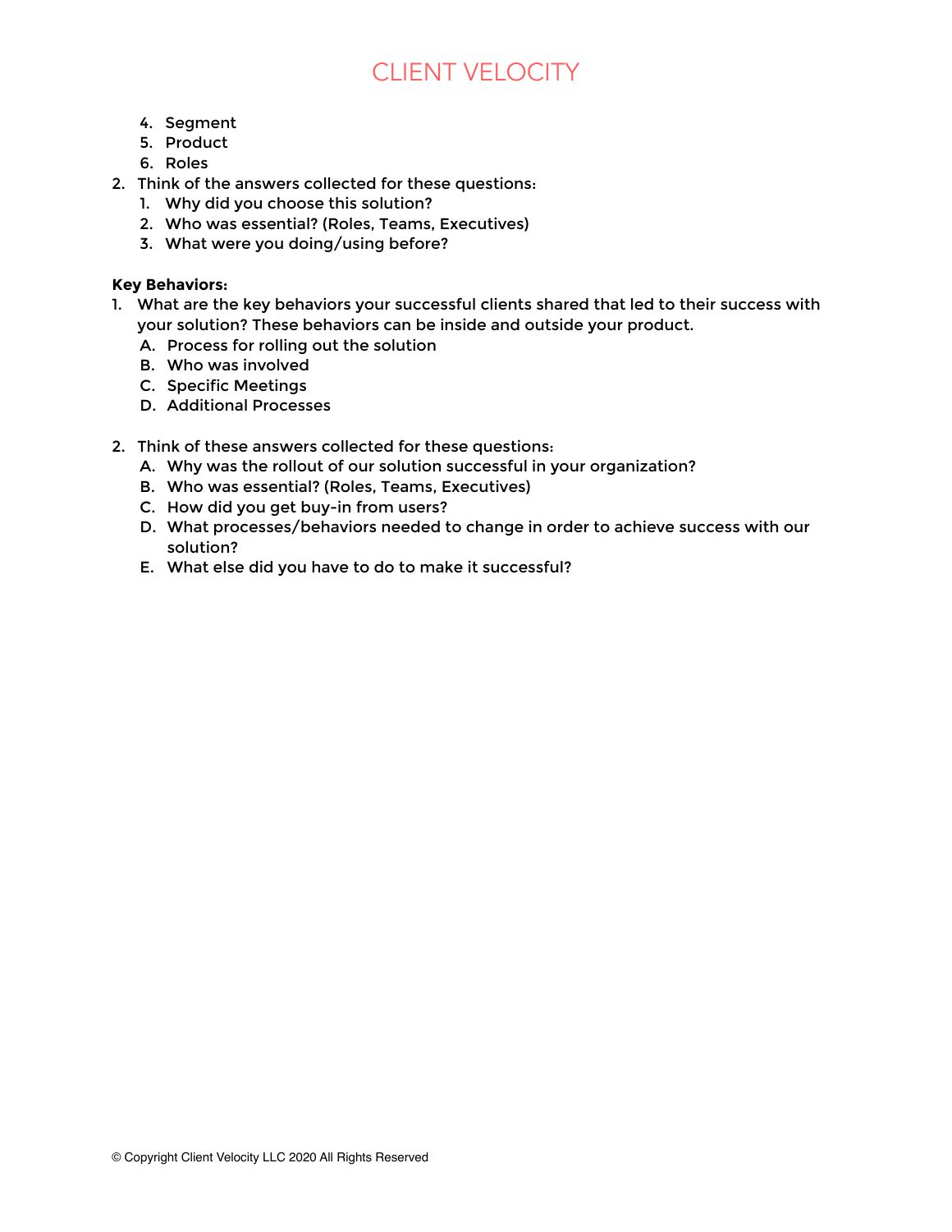4. Segment
5. Product
6. Roles

2. Think of the answers collected for these questions:
   1. Why did you choose this solution?
   2. Who was essential? (Roles, Teams, Executives)
   3. What were you doing/using before?

**Key Behaviors:**

1. What are the key behaviors your successful clients shared that led to their success with your solution? These behaviors can be inside and outside your product.
   A. Process for rolling out the solution
   B. Who was involved
   C. Specific Meetings
   D. Additional Processes

2. Think of these answers collected for these questions:
   A. Why was the rollout of our solution successful in your organization?
   B. Who was essential? (Roles, Teams, Executives)
   C. How did you get buy-in from users?
   D. What processes/behaviors needed to change in order to achieve success with our solution?
   E. What else did you have to do to make it successful?